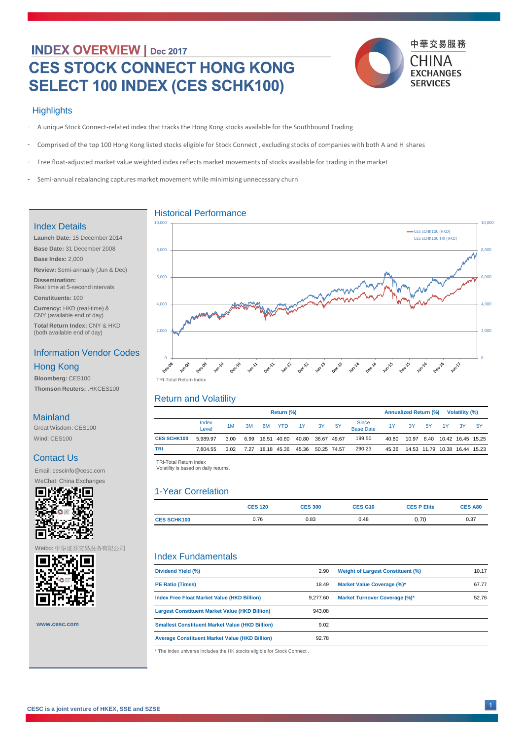# INDEX OVERVIEW | Dec 2017

# CES STOCK CONNECT HONG KONG SELECT 100 INDEX (CES SCHK100)

中華交易服務 CHINA EXCHANGES SERVICES

## Highlights

- A unique Stock Connect-related index that tracks the Hong Kong stocks available for the Southbound Trading
- Comprised of the top 100 Hong Kong listed stocks eligible for Stock Connect , excluding stocks of companies with both A and H shares
- Free float-adjusted market value weighted index reflects market movements of stocks available for trading in the market
- Semi-annual rebalancing captures market movement while minimising unnecessary churn

## Index Details

**Launch Date:** 15 December 2014

**Base Date:** 31 December 2008

**Base Index:** 2,000

**Review:** Semi-annually (Jun & Dec)

**Dissemination:** Real time at 5-second intervals

**Constituents:** 100

**Currency:** HKD (real-time) & CNY (available end of day)

**Total Return Index:** CNY & HKD (both available end of day)

## Information Vendor Codes

### Hong Kong

**Bloomberg:** CES100

**Thomson Reuters:** .HKCES100

### Mainland

Great Wisdom: CES100

Wind: CES100

## Contact Us

Email: cescinfo@cesc.com

WeChat: China Exchanges

Weibo: 中华证券交易服务有限公司

www.cesc.com

## Historical Performance

TRI-Total Return Index

## Return and Volatility

| | Return (%) | | | | | | | | | Annualized Return (%) | | | Volatility (%) | | |
|---|---|---|---|---|---|---|---|---|---|---|---|---|---|---|---|
| | Index Level | 1M | 3M | 6M | YTD | 1Y | 3Y | 5Y | Since Base Date | 1Y | 3Y | 5Y | 1Y | 3Y | 5Y |
| CES SCHK100 | 5,989.97 | 3.00 | 6.99 | 16.51 | 40.80 | 40.80 | 36.67 | 49.67 | 199.50 | 40.80 | 10.97 | 8.40 | 10.42 | 16.45 | 15.25 |
| TRI | 7,804.55 | 3.02 | 7.27 | 18.18 | 45.36 | 45.36 | 50.25 | 74.57 | 290.23 | 45.36 | 14.53 | 11.79 | 10.38 | 16.44 | 15.23 |

TRI-Total Return Index
Volatility is based on daily returns.

## 1-Year Correlation

| | CES 120 | CES 300 | CES G10 | CES P Elite | CES A80 |
|---|---|---|---|---|---|
| CES SCHK100 | 0.76 | 0.83 | 0.48 | 0.70 | 0.37 |

## Index Fundamentals

| | | | |
|---|---|---|---|
| Dividend Yield (%) | 2.90 | Weight of Largest Constituent (%) | 10.17 |
| PE Ratio (Times) | 18.49 | Market Value Coverage (%)* | 67.77 |
| Index Free Float Market Value (HKD Billion) | 9,277.60 | Market Turnover Coverage (%)* | 52.76 |
| Largest Constituent Market Value (HKD Billion) | 943.08 | | |
| Smallest Constituent Market Value (HKD Billion) | 9.02 | | |
| Average Constituent Market Value (HKD Billion) | 92.78 | | |

\* The index universe includes the HK stocks eligible for Stock Connect .

CESC is a joint venture of HKEX, SSE and SZSE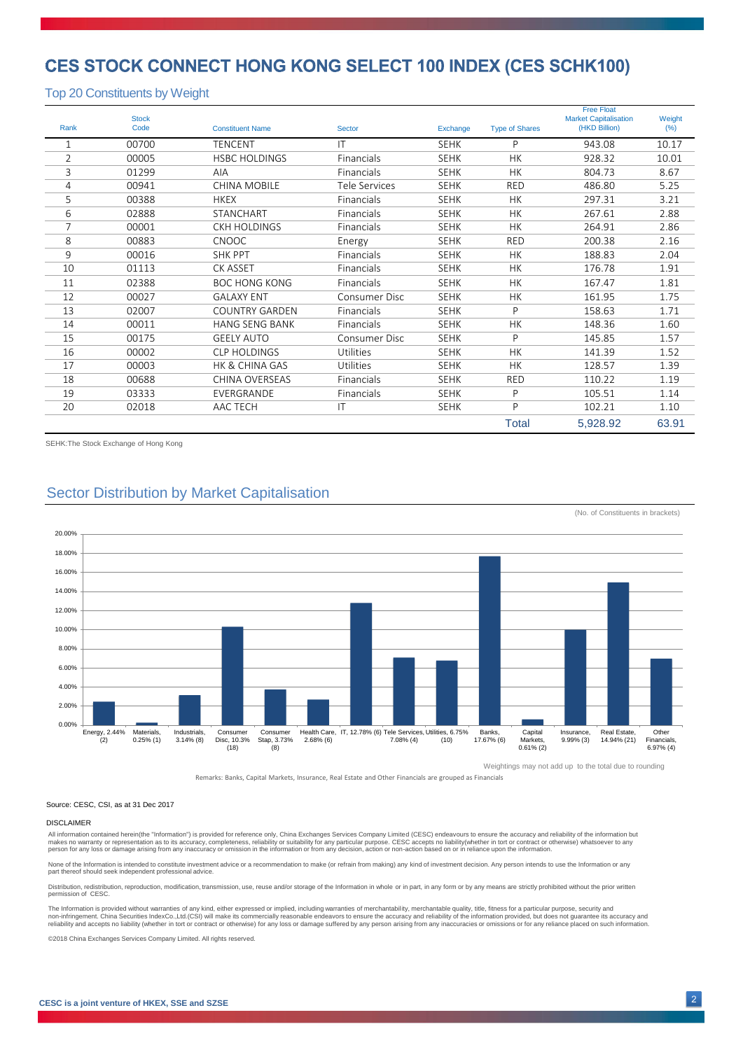# CES STOCK CONNECT HONG KONG SELECT 100 INDEX (CES SCHK100)

## Top 20 Constituents by Weight

| Rank | Stock Code | Constituent Name | Sector | Exchange | Type of Shares | Free Float Market Capitalisation (HKD Billion) | Weight (%) |
|---|---|---|---|---|---|---|---|
| 1 | 00700 | TENCENT | IT | SEHK | P | 943.08 | 10.17 |
| 2 | 00005 | HSBC HOLDINGS | Financials | SEHK | HK | 928.32 | 10.01 |
| 3 | 01299 | AIA | Financials | SEHK | HK | 804.73 | 8.67 |
| 4 | 00941 | CHINA MOBILE | Tele Services | SEHK | RED | 486.80 | 5.25 |
| 5 | 00388 | HKEX | Financials | SEHK | HK | 297.31 | 3.21 |
| 6 | 02888 | STANCHART | Financials | SEHK | HK | 267.61 | 2.88 |
| 7 | 00001 | CKH HOLDINGS | Financials | SEHK | HK | 264.91 | 2.86 |
| 8 | 00883 | CNOOC | Energy | SEHK | RED | 200.38 | 2.16 |
| 9 | 00016 | SHK PPT | Financials | SEHK | HK | 188.83 | 2.04 |
| 10 | 01113 | CK ASSET | Financials | SEHK | HK | 176.78 | 1.91 |
| 11 | 02388 | BOC HONG KONG | Financials | SEHK | HK | 167.47 | 1.81 |
| 12 | 00027 | GALAXY ENT | Consumer Disc | SEHK | HK | 161.95 | 1.75 |
| 13 | 02007 | COUNTRY GARDEN | Financials | SEHK | P | 158.63 | 1.71 |
| 14 | 00011 | HANG SENG BANK | Financials | SEHK | HK | 148.36 | 1.60 |
| 15 | 00175 | GEELY AUTO | Consumer Disc | SEHK | P | 145.85 | 1.57 |
| 16 | 00002 | CLP HOLDINGS | Utilities | SEHK | HK | 141.39 | 1.52 |
| 17 | 00003 | HK & CHINA GAS | Utilities | SEHK | HK | 128.57 | 1.39 |
| 18 | 00688 | CHINA OVERSEAS | Financials | SEHK | RED | 110.22 | 1.19 |
| 19 | 03333 | EVERGRANDE | Financials | SEHK | P | 105.51 | 1.14 |
| 20 | 02018 | AAC TECH | IT | SEHK | P | 102.21 | 1.10 |
| | | | | | Total | 5,928.92 | 63.91 |

SEHK:The Stock Exchange of Hong Kong

## Sector Distribution by Market Capitalisation

(No. of Constituents in brackets)

20.00%
18.00%
16.00%
14.00%
12.00%
10.00%
8.00%
6.00%
4.00%
2.00%
0.00%

Energy, 2.44% (2)
Materials, 0.25% (1)
Industrials, 3.14% (8)
Consumer Disc, 10.3% (18)
Consumer Stap, 3.73% (8)
Health Care, 2.68% (6)
IT, 12.78% (6)
Tele Services, 7.08% (4)
Utilities, 6.75% (10)
Banks, 17.67% (6)
Capital Markets, 0.61% (2)
Insurance, 9.99% (3)
Real Estate, 14.94% (21)
Other Financials, 6.97% (4)

Weightings may not add up to the total due to rounding

Remarks: Banks, Capital Markets, Insurance, Real Estate and Other Financials are grouped as Financials

Source: CESC, CSI, as at 31 Dec 2017

DISCLAIMER

All information contained herein(the "Information") is provided for reference only, China Exchanges Services Company Limited (CESC) endeavours to ensure the accuracy and reliability of the information but makes no warranty or representation as to its accuracy, completeness, reliability or suitability for any particular purpose. CESC accepts no liability(whether in tort or contract or otherwise) whatsoever to any person for any loss or damage arising from any inaccuracy or omission in the information or from any decision, action or non-action based on or in reliance upon the information.

None of the Information is intended to constitute investment advice or a recommendation to make (or refrain from making) any kind of investment decision. Any person intends to use the Information or any part thereof should seek independent professional advice.

Distribution, redistribution, reproduction, modification, transmission, use, reuse and/or storage of the Information in whole or in part, in any form or by any means are strictly prohibited without the prior written permission of CESC.

The Information is provided without warranties of any kind, either expressed or implied, including warranties of merchantability, merchantable quality, title, fitness for a particular purpose, security and non-infringement. China Securities IndexCo.,Ltd.(CSI) will make its commercially reasonable endeavors to ensure the accuracy and reliability of the information provided, but does not guarantee its accuracy and reliability and accepts no liability (whether in tort or contract or otherwise) for any loss or damage suffered by any person arising from any inaccuracies or omissions or for any reliance placed on such information.

©2018 China Exchanges Services Company Limited. All rights reserved.

**CESC is a joint venture of HKEX, SSE and SZSE**